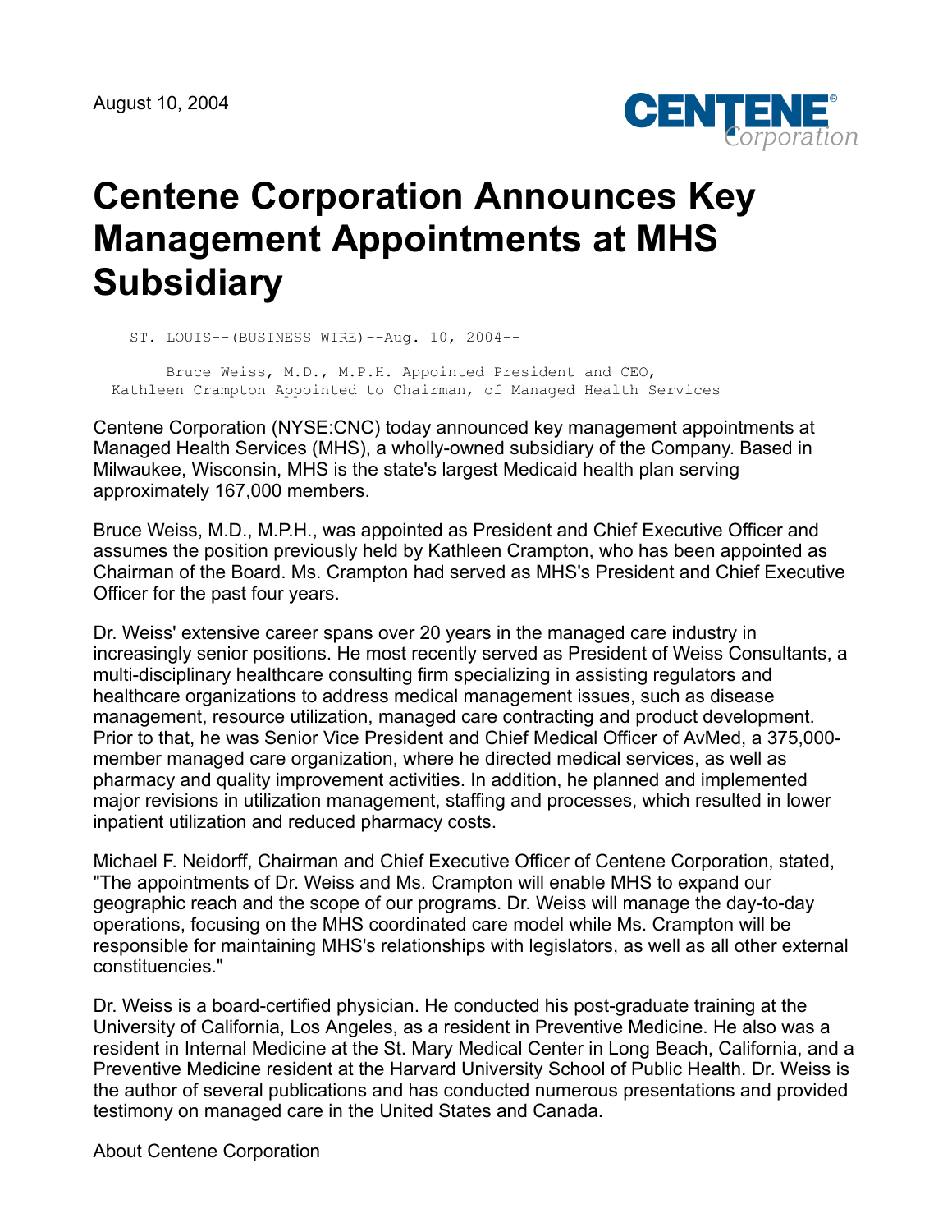August 10, 2004

# Centene Corporation Announces Key Management Appointments at MHS Subsidiary

ST. LOUIS--(BUSINESS WIRE)--Aug. 10, 2004--

Bruce Weiss, M.D., M.P.H. Appointed President and CEO, Kathleen Crampton Appointed to Chairman, of Managed Health Services

Centene Corporation (NYSE:CNC) today announced key management appointments at Managed Health Services (MHS), a wholly-owned subsidiary of the Company. Based in Milwaukee, Wisconsin, MHS is the state's largest Medicaid health plan serving approximately 167,000 members.

Bruce Weiss, M.D., M.P.H., was appointed as President and Chief Executive Officer and assumes the position previously held by Kathleen Crampton, who has been appointed as Chairman of the Board. Ms. Crampton had served as MHS's President and Chief Executive Officer for the past four years.

Dr. Weiss' extensive career spans over 20 years in the managed care industry in increasingly senior positions. He most recently served as President of Weiss Consultants, a multi-disciplinary healthcare consulting firm specializing in assisting regulators and healthcare organizations to address medical management issues, such as disease management, resource utilization, managed care contracting and product development. Prior to that, he was Senior Vice President and Chief Medical Officer of AvMed, a 375,000-member managed care organization, where he directed medical services, as well as pharmacy and quality improvement activities. In addition, he planned and implemented major revisions in utilization management, staffing and processes, which resulted in lower inpatient utilization and reduced pharmacy costs.

Michael F. Neidorff, Chairman and Chief Executive Officer of Centene Corporation, stated, "The appointments of Dr. Weiss and Ms. Crampton will enable MHS to expand our geographic reach and the scope of our programs. Dr. Weiss will manage the day-to-day operations, focusing on the MHS coordinated care model while Ms. Crampton will be responsible for maintaining MHS's relationships with legislators, as well as all other external constituencies."

Dr. Weiss is a board-certified physician. He conducted his post-graduate training at the University of California, Los Angeles, as a resident in Preventive Medicine. He also was a resident in Internal Medicine at the St. Mary Medical Center in Long Beach, California, and a Preventive Medicine resident at the Harvard University School of Public Health. Dr. Weiss is the author of several publications and has conducted numerous presentations and provided testimony on managed care in the United States and Canada.

About Centene Corporation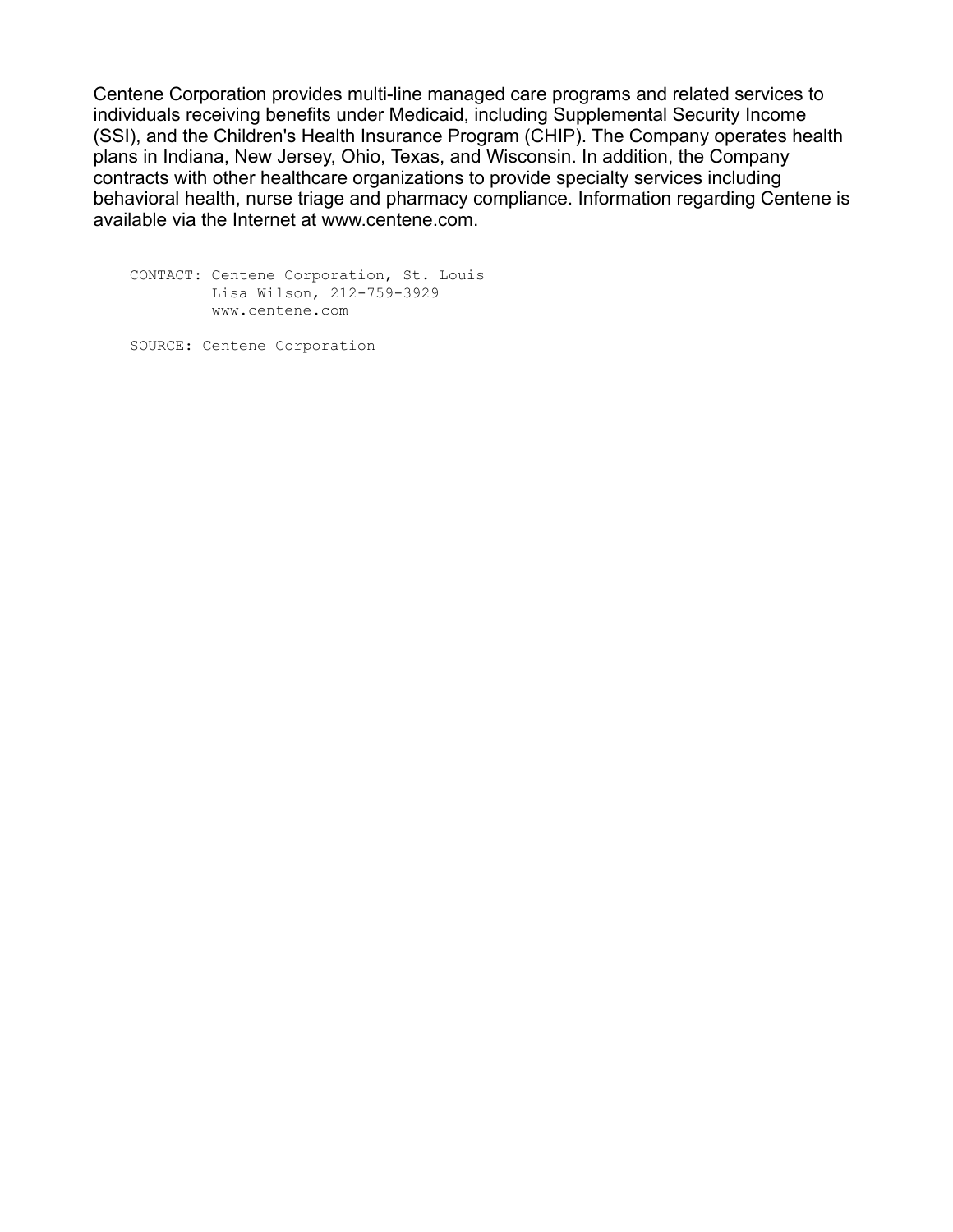Centene Corporation provides multi-line managed care programs and related services to individuals receiving benefits under Medicaid, including Supplemental Security Income (SSI), and the Children's Health Insurance Program (CHIP). The Company operates health plans in Indiana, New Jersey, Ohio, Texas, and Wisconsin. In addition, the Company contracts with other healthcare organizations to provide specialty services including behavioral health, nurse triage and pharmacy compliance. Information regarding Centene is available via the Internet at www.centene.com.

```
CONTACT: Centene Corporation, St. Louis
         Lisa Wilson, 212-759-3929
         www.centene.com

SOURCE: Centene Corporation
```